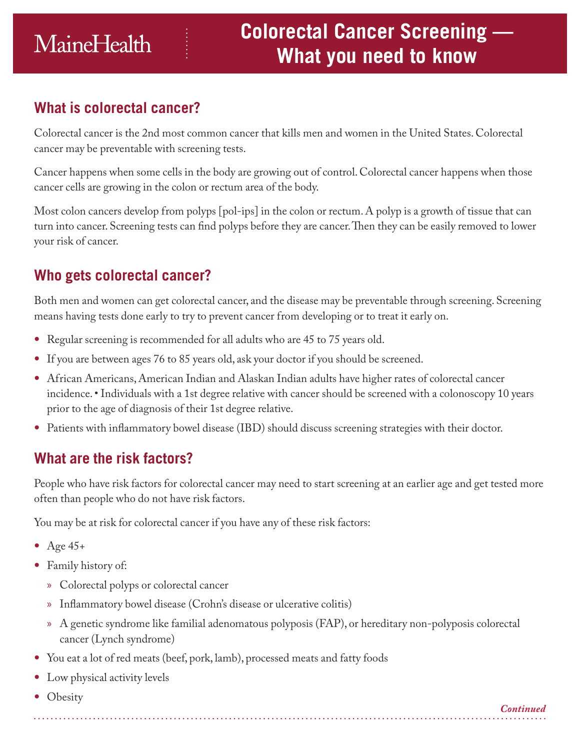MaineHealth

# Colorectal Cancer Screening — What you need to know

## What is colorectal cancer?

Colorectal cancer is the 2nd most common cancer that kills men and women in the United States. Colorectal cancer may be preventable with screening tests.

Cancer happens when some cells in the body are growing out of control. Colorectal cancer happens when those cancer cells are growing in the colon or rectum area of the body.

Most colon cancers develop from polyps [pol-ips] in the colon or rectum. A polyp is a growth of tissue that can turn into cancer. Screening tests can find polyps before they are cancer. Then they can be easily removed to lower your risk of cancer.

## Who gets colorectal cancer?

Both men and women can get colorectal cancer, and the disease may be preventable through screening. Screening means having tests done early to try to prevent cancer from developing or to treat it early on.

- Regular screening is recommended for all adults who are 45 to 75 years old.
- If you are between ages 76 to 85 years old, ask your doctor if you should be screened.
- African Americans, American Indian and Alaskan Indian adults have higher rates of colorectal cancer incidence. • Individuals with a 1st degree relative with cancer should be screened with a colonoscopy 10 years prior to the age of diagnosis of their 1st degree relative.
- Patients with inflammatory bowel disease (IBD) should discuss screening strategies with their doctor.

## What are the risk factors?

People who have risk factors for colorectal cancer may need to start screening at an earlier age and get tested more often than people who do not have risk factors.

You may be at risk for colorectal cancer if you have any of these risk factors:

- Age 45+
- Family history of:
  - Colorectal polyps or colorectal cancer
  - Inflammatory bowel disease (Crohn's disease or ulcerative colitis)
  - A genetic syndrome like familial adenomatous polyposis (FAP), or hereditary non-polyposis colorectal cancer (Lynch syndrome)
- You eat a lot of red meats (beef, pork, lamb), processed meats and fatty foods
- Low physical activity levels
- Obesity

*Continued*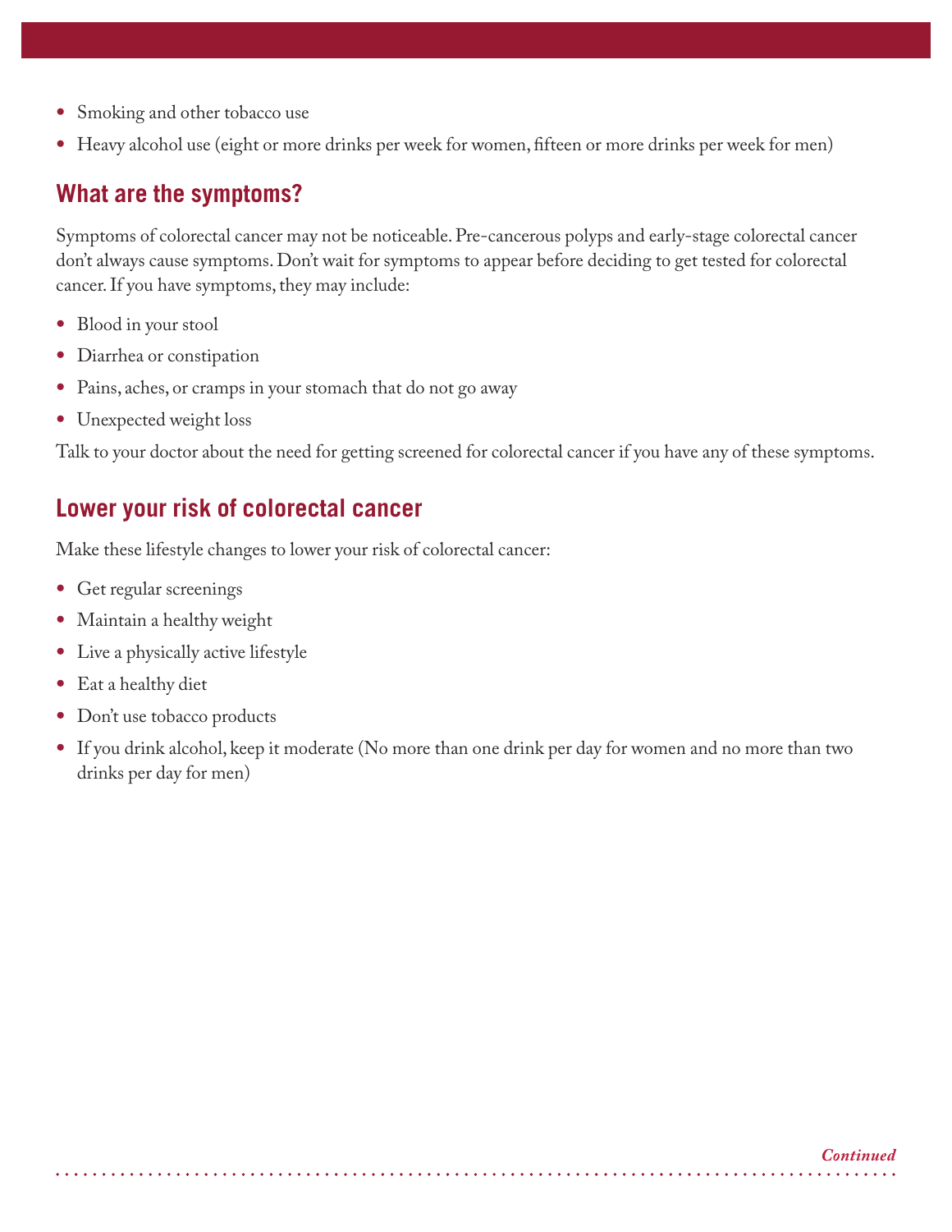- Smoking and other tobacco use
- Heavy alcohol use (eight or more drinks per week for women, fifteen or more drinks per week for men)

## What are the symptoms?

Symptoms of colorectal cancer may not be noticeable. Pre-cancerous polyps and early-stage colorectal cancer don't always cause symptoms. Don't wait for symptoms to appear before deciding to get tested for colorectal cancer. If you have symptoms, they may include:

- Blood in your stool
- Diarrhea or constipation
- Pains, aches, or cramps in your stomach that do not go away
- Unexpected weight loss

Talk to your doctor about the need for getting screened for colorectal cancer if you have any of these symptoms.

## Lower your risk of colorectal cancer

Make these lifestyle changes to lower your risk of colorectal cancer:

- Get regular screenings
- Maintain a healthy weight
- Live a physically active lifestyle
- Eat a healthy diet
- Don't use tobacco products
- If you drink alcohol, keep it moderate (No more than one drink per day for women and no more than two drinks per day for men)

*Continued*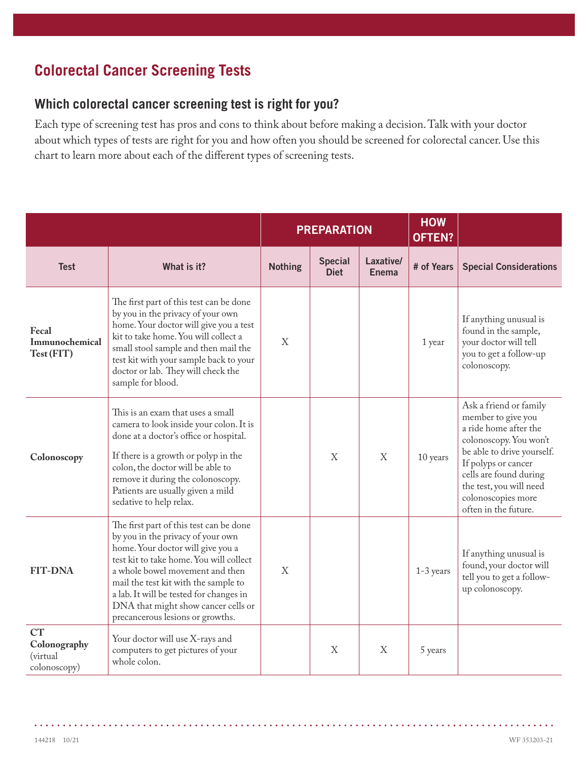## Colorectal Cancer Screening Tests

### Which colorectal cancer screening test is right for you?

Each type of screening test has pros and cons to think about before making a decision. Talk with your doctor about which types of tests are right for you and how often you should be screened for colorectal cancer. Use this chart to learn more about each of the different types of screening tests.

| | | PREPARATION | | | HOW OFTEN? | |
|---|---|---|---|---|---|---|
| **Test** | **What is it?** | **Nothing** | **Special Diet** | **Laxative/ Enema** | **# of Years** | **Special Considerations** |
| **Fecal Immunochemical Test (FIT)** | The first part of this test can be done by you in the privacy of your own home. Your doctor will give you a test kit to take home. You will collect a small stool sample and then mail the test kit with your sample back to your doctor or lab. They will check the sample for blood. | X | | | 1 year | If anything unusual is found in the sample, your doctor will tell you to get a follow-up colonoscopy. |
| **Colonoscopy** | This is an exam that uses a small camera to look inside your colon. It is done at a doctor's office or hospital. If there is a growth or polyp in the colon, the doctor will be able to remove it during the colonoscopy. Patients are usually given a mild sedative to help relax. | | X | X | 10 years | Ask a friend or family member to give you a ride home after the colonoscopy. You won't be able to drive yourself. If polyps or cancer cells are found during the test, you will need colonoscopies more often in the future. |
| **FIT-DNA** | The first part of this test can be done by you in the privacy of your own home. Your doctor will give you a test kit to take home. You will collect a whole bowel movement and then mail the test kit with the sample to a lab. It will be tested for changes in DNA that might show cancer cells or precancerous lesions or growths. | X | | | 1-3 years | If anything unusual is found, your doctor will tell you to get a follow-up colonoscopy. |
| **CT Colonography** (virtual colonoscopy) | Your doctor will use X-rays and computers to get pictures of your whole colon. | | X | X | 5 years | |

144218 10/21

WF 353203-21